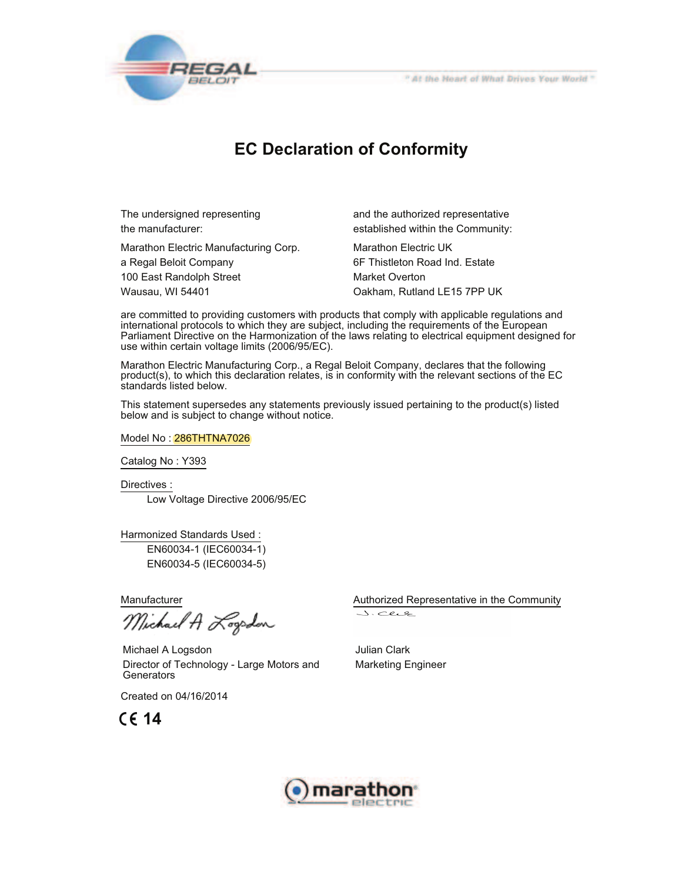# EC Declaration of Conformity

The undersigned representing the manufacturer:

Marathon Electric Manufacturing Corp.
a Regal Beloit Company
100 East Randolph Street
Wausau, WI 54401

and the authorized representative established within the Community:

Marathon Electric UK
6F Thistleton Road Ind. Estate
Market Overton
Oakham, Rutland LE15 7PP UK

are committed to providing customers with products that comply with applicable regulations and international protocols to which they are subject, including the requirements of the European Parliament Directive on the Harmonization of the laws relating to electrical equipment designed for use within certain voltage limits (2006/95/EC).

Marathon Electric Manufacturing Corp., a Regal Beloit Company, declares that the following product(s), to which this declaration relates, is in conformity with the relevant sections of the EC standards listed below.

This statement supersedes any statements previously issued pertaining to the product(s) listed below and is subject to change without notice.

Model No : 286THTNA7026

Catalog No : Y393

Directives :

Low Voltage Directive 2006/95/EC

Harmonized Standards Used :

EN60034-1 (IEC60034-1)
EN60034-5 (IEC60034-5)

Manufacturer

Michael A Logsdon
Director of Technology - Large Motors and Generators

Authorized Representative in the Community

Julian Clark
Marketing Engineer

Created on 04/16/2014

CE 14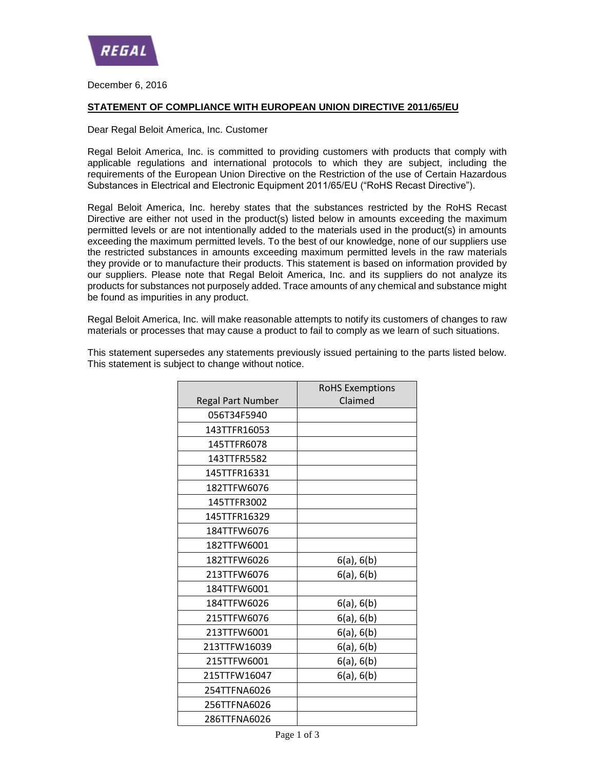REGAL

December 6, 2016

## STATEMENT OF COMPLIANCE WITH EUROPEAN UNION DIRECTIVE 2011/65/EU

Dear Regal Beloit America, Inc. Customer

Regal Beloit America, Inc. is committed to providing customers with products that comply with applicable regulations and international protocols to which they are subject, including the requirements of the European Union Directive on the Restriction of the use of Certain Hazardous Substances in Electrical and Electronic Equipment 2011/65/EU ("RoHS Recast Directive").

Regal Beloit America, Inc. hereby states that the substances restricted by the RoHS Recast Directive are either not used in the product(s) listed below in amounts exceeding the maximum permitted levels or are not intentionally added to the materials used in the product(s) in amounts exceeding the maximum permitted levels. To the best of our knowledge, none of our suppliers use the restricted substances in amounts exceeding maximum permitted levels in the raw materials they provide or to manufacture their products. This statement is based on information provided by our suppliers. Please note that Regal Beloit America, Inc. and its suppliers do not analyze its products for substances not purposely added. Trace amounts of any chemical and substance might be found as impurities in any product.

Regal Beloit America, Inc. will make reasonable attempts to notify its customers of changes to raw materials or processes that may cause a product to fail to comply as we learn of such situations.

This statement supersedes any statements previously issued pertaining to the parts listed below. This statement is subject to change without notice.

| Regal Part Number | RoHS Exemptions Claimed |
|---|---|
| 056T34F5940 | |
| 143TTFR16053 | |
| 145TTFR6078 | |
| 143TTFR5582 | |
| 145TTFR16331 | |
| 182TTFW6076 | |
| 145TTFR3002 | |
| 145TTFR16329 | |
| 184TTFW6076 | |
| 182TTFW6001 | |
| 182TTFW6026 | 6(a), 6(b) |
| 213TTFW6076 | 6(a), 6(b) |
| 184TTFW6001 | |
| 184TTFW6026 | 6(a), 6(b) |
| 215TTFW6076 | 6(a), 6(b) |
| 213TTFW6001 | 6(a), 6(b) |
| 213TTFW16039 | 6(a), 6(b) |
| 215TTFW6001 | 6(a), 6(b) |
| 215TTFW16047 | 6(a), 6(b) |
| 254TTFNA6026 | |
| 256TTFNA6026 | |
| 286TTFNA6026 | |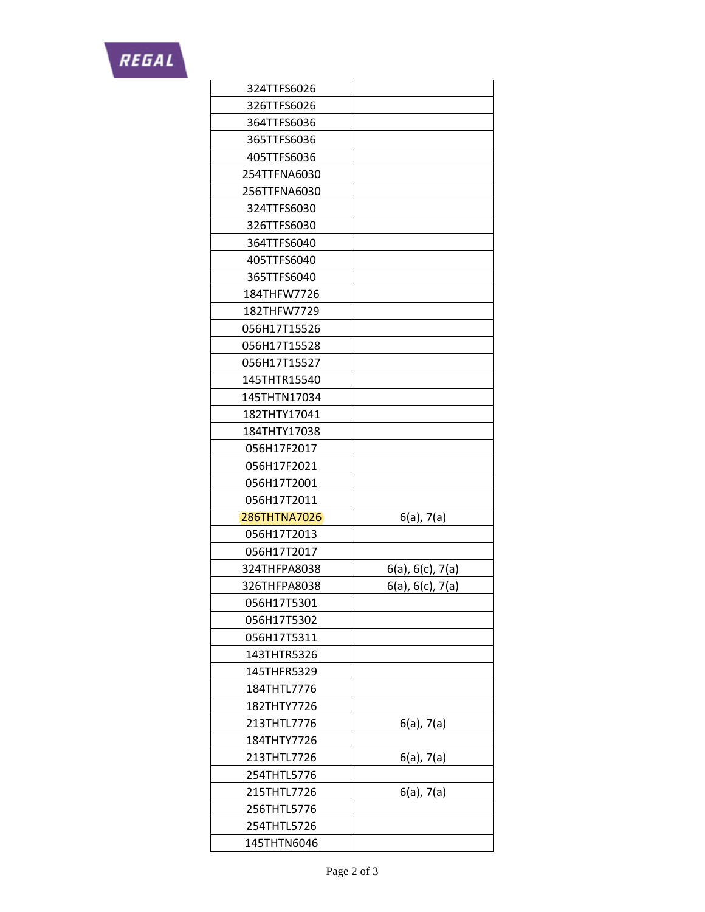| | |
|---|---|
| 324TTFS6026 | |
| 326TTFS6026 | |
| 364TTFS6036 | |
| 365TTFS6036 | |
| 405TTFS6036 | |
| 254TTFNA6030 | |
| 256TTFNA6030 | |
| 324TTFS6030 | |
| 326TTFS6030 | |
| 364TTFS6040 | |
| 405TTFS6040 | |
| 365TTFS6040 | |
| 184THFW7726 | |
| 182THFW7729 | |
| 056H17T15526 | |
| 056H17T15528 | |
| 056H17T15527 | |
| 145THTR15540 | |
| 145THTN17034 | |
| 182THTY17041 | |
| 184THTY17038 | |
| 056H17F2017 | |
| 056H17F2021 | |
| 056H17T2001 | |
| 056H17T2011 | |
| 286THTNA7026 | 6(a), 7(a) |
| 056H17T2013 | |
| 056H17T2017 | |
| 324THFPA8038 | 6(a), 6(c), 7(a) |
| 326THFPA8038 | 6(a), 6(c), 7(a) |
| 056H17T5301 | |
| 056H17T5302 | |
| 056H17T5311 | |
| 143THTR5326 | |
| 145THFR5329 | |
| 184THTL7776 | |
| 182THTY7726 | |
| 213THTL7776 | 6(a), 7(a) |
| 184THTY7726 | |
| 213THTL7726 | 6(a), 7(a) |
| 254THTL5776 | |
| 215THTL7726 | 6(a), 7(a) |
| 256THTL5776 | |
| 254THTL5726 | |
| 145THTN6046 | |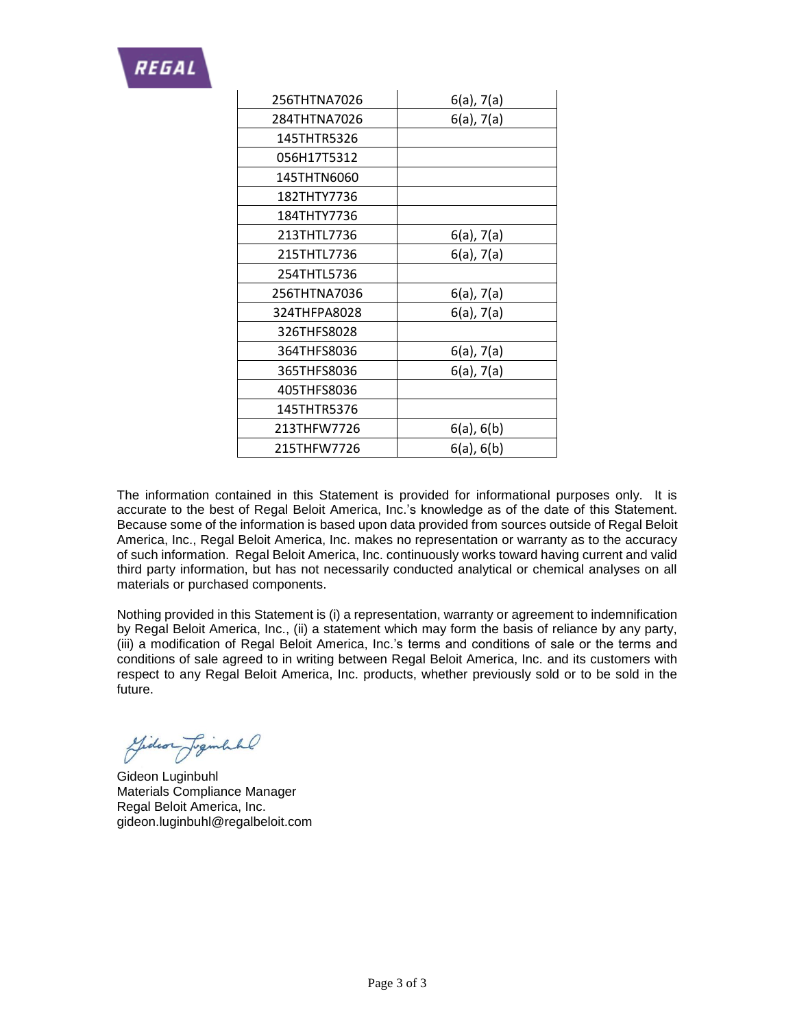| | |
|---|---|
| 256THTNA7026 | 6(a), 7(a) |
| 284THTNA7026 | 6(a), 7(a) |
| 145THTR5326 | |
| 056H17T5312 | |
| 145THTN6060 | |
| 182THTY7736 | |
| 184THTY7736 | |
| 213THTL7736 | 6(a), 7(a) |
| 215THTL7736 | 6(a), 7(a) |
| 254THTL5736 | |
| 256THTNA7036 | 6(a), 7(a) |
| 324THFPA8028 | 6(a), 7(a) |
| 326THFS8028 | |
| 364THFS8036 | 6(a), 7(a) |
| 365THFS8036 | 6(a), 7(a) |
| 405THFS8036 | |
| 145THTR5376 | |
| 213THFW7726 | 6(a), 6(b) |
| 215THFW7726 | 6(a), 6(b) |

The information contained in this Statement is provided for informational purposes only. It is accurate to the best of Regal Beloit America, Inc.'s knowledge as of the date of this Statement. Because some of the information is based upon data provided from sources outside of Regal Beloit America, Inc., Regal Beloit America, Inc. makes no representation or warranty as to the accuracy of such information. Regal Beloit America, Inc. continuously works toward having current and valid third party information, but has not necessarily conducted analytical or chemical analyses on all materials or purchased components.

Nothing provided in this Statement is (i) a representation, warranty or agreement to indemnification by Regal Beloit America, Inc., (ii) a statement which may form the basis of reliance by any party, (iii) a modification of Regal Beloit America, Inc.'s terms and conditions of sale or the terms and conditions of sale agreed to in writing between Regal Beloit America, Inc. and its customers with respect to any Regal Beloit America, Inc. products, whether previously sold or to be sold in the future.

Gideon Luginbuhl
Materials Compliance Manager
Regal Beloit America, Inc.
gideon.luginbuhl@regalbeloit.com